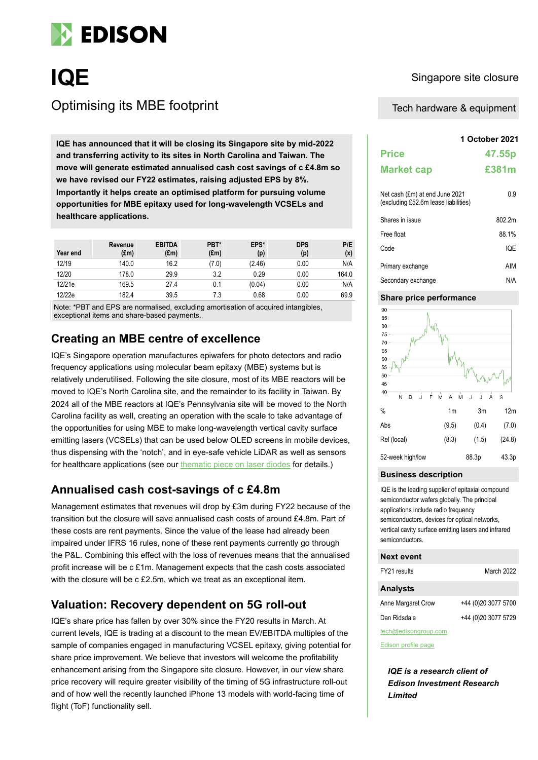# IQE

## Optimising its MBE footprint

Singapore site closure

Tech hardware & equipment

**IQE has announced that it will be closing its Singapore site by mid-2022 and transferring activity to its sites in North Carolina and Taiwan. The move will generate estimated annualised cash cost savings of c £4.8m so we have revised our FY22 estimates, raising adjusted EPS by 8%. Importantly it helps create an optimised platform for pursuing volume opportunities for MBE epitaxy used for long-wavelength VCSELs and healthcare applications.**

| Year end | Revenue (£m) | EBITDA (£m) | PBT* (£m) | EPS* (p) | DPS (p) | P/E (x) |
|---|---|---|---|---|---|---|
| 12/19 | 140.0 | 16.2 | (7.0) | (2.46) | 0.00 | N/A |
| 12/20 | 178.0 | 29.9 | 3.2 | 0.29 | 0.00 | 164.0 |
| 12/21e | 169.5 | 27.4 | 0.1 | (0.04) | 0.00 | N/A |
| 12/22e | 182.4 | 39.5 | 7.3 | 0.68 | 0.00 | 69.9 |

Note: *PBT and EPS are normalised, excluding amortisation of acquired intangibles, exceptional items and share-based payments.

## Creating an MBE centre of excellence

IQE's Singapore operation manufactures epiwafers for photo detectors and radio frequency applications using molecular beam epitaxy (MBE) systems but is relatively underutilised. Following the site closure, most of its MBE reactors will be moved to IQE's North Carolina site, and the remainder to its facility in Taiwan. By 2024 all of the MBE reactors at IQE's Pennsylvania site will be moved to the North Carolina facility as well, creating an operation with the scale to take advantage of the opportunities for using MBE to make long-wavelength vertical cavity surface emitting lasers (VCSELs) that can be used below OLED screens in mobile devices, thus dispensing with the 'notch', and in eye-safe vehicle LiDAR as well as sensors for healthcare applications (see our thematic piece on laser diodes for details.)

## Annualised cash cost-savings of c £4.8m

Management estimates that revenues will drop by £3m during FY22 because of the transition but the closure will save annualised cash costs of around £4.8m. Part of these costs are rent payments. Since the value of the lease had already been impaired under IFRS 16 rules, none of these rent payments currently go through the P&L. Combining this effect with the loss of revenues means that the annualised profit increase will be c £1m. Management expects that the cash costs associated with the closure will be c £2.5m, which we treat as an exceptional item.

## Valuation: Recovery dependent on 5G roll-out

IQE's share price has fallen by over 30% since the FY20 results in March. At current levels, IQE is trading at a discount to the mean EV/EBITDA multiples of the sample of companies engaged in manufacturing VCSEL epitaxy, giving potential for share price improvement. We believe that investors will welcome the profitability enhancement arising from the Singapore site closure. However, in our view share price recovery will require greater visibility of the timing of 5G infrastructure roll-out and of how well the recently launched iPhone 13 models with world-facing time of flight (ToF) functionality sell.

**1 October 2021**

| | |
|---|---|
| **Price** | **47.55p** |
| **Market cap** | **£381m** |

| | |
|---|---|
| Net cash (£m) at end June 2021 (excluding £52.6m lease liabilities) | 0.9 |
| Shares in issue | 802.2m |
| Free float | 88.1% |
| Code | IQE |
| Primary exchange | AIM |
| Secondary exchange | N/A |

### Share price performance

| % | 1m | 3m | 12m |
|---|---|---|---|
| Abs | (9.5) | (0.4) | (7.0) |
| Rel (local) | (8.3) | (1.5) | (24.8) |
| 52-week high/low | | 88.3p | 43.3p |

### Business description

IQE is the leading supplier of epitaxial compound semiconductor wafers globally. The principal applications include radio frequency semiconductors, devices for optical networks, vertical cavity surface emitting lasers and infrared semiconductors.

### Next event

| | |
|---|---|
| FY21 results | March 2022 |

### Analysts

| | |
|---|---|
| Anne Margaret Crow | +44 (0)20 3077 5700 |
| Dan Ridsdale | +44 (0)20 3077 5729 |

tech@edisongroup.com

Edison profile page

***IQE is a research client of Edison Investment Research Limited***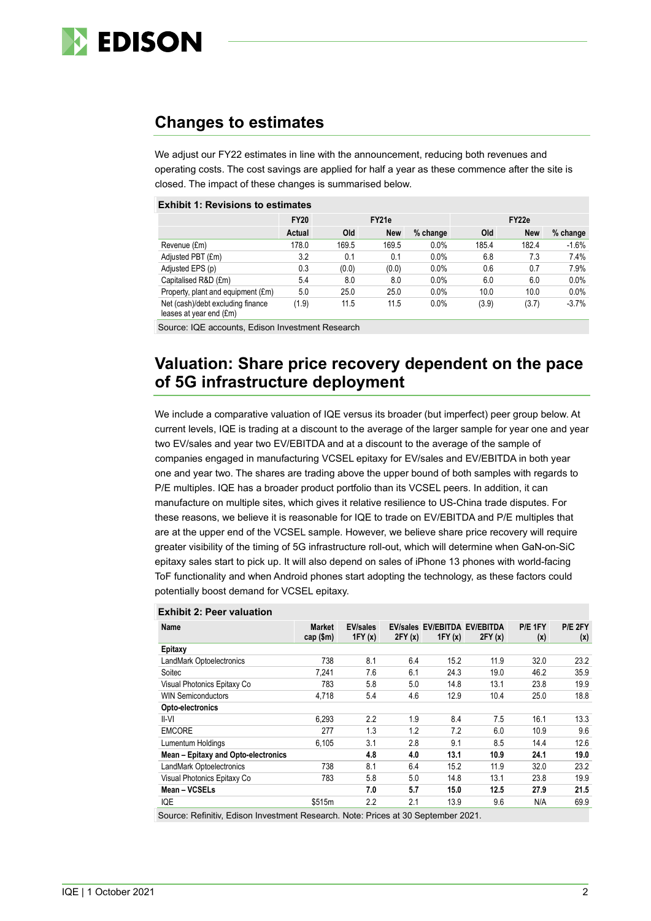## Changes to estimates

We adjust our FY22 estimates in line with the announcement, reducing both revenues and operating costs. The cost savings are applied for half a year as these commence after the site is closed. The impact of these changes is summarised below.

**Exhibit 1: Revisions to estimates**

| | FY20 | FY21e | | | FY22e | | |
|---|---|---|---|---|---|---|---|
| | Actual | Old | New | % change | Old | New | % change |
| Revenue (£m) | 178.0 | 169.5 | 169.5 | 0.0% | 185.4 | 182.4 | -1.6% |
| Adjusted PBT (£m) | 3.2 | 0.1 | 0.1 | 0.0% | 6.8 | 7.3 | 7.4% |
| Adjusted EPS (p) | 0.3 | (0.0) | (0.0) | 0.0% | 0.6 | 0.7 | 7.9% |
| Capitalised R&D (£m) | 5.4 | 8.0 | 8.0 | 0.0% | 6.0 | 6.0 | 0.0% |
| Property, plant and equipment (£m) | 5.0 | 25.0 | 25.0 | 0.0% | 10.0 | 10.0 | 0.0% |
| Net (cash)/debt excluding finance leases at year end (£m) | (1.9) | 11.5 | 11.5 | 0.0% | (3.9) | (3.7) | -3.7% |

Source: IQE accounts, Edison Investment Research

## Valuation: Share price recovery dependent on the pace of 5G infrastructure deployment

We include a comparative valuation of IQE versus its broader (but imperfect) peer group below. At current levels, IQE is trading at a discount to the average of the larger sample for year one and year two EV/sales and year two EV/EBITDA and at a discount to the average of the sample of companies engaged in manufacturing VCSEL epitaxy for EV/sales and EV/EBITDA in both year one and year two. The shares are trading above the upper bound of both samples with regards to P/E multiples. IQE has a broader product portfolio than its VCSEL peers. In addition, it can manufacture on multiple sites, which gives it relative resilience to US-China trade disputes. For these reasons, we believe it is reasonable for IQE to trade on EV/EBITDA and P/E multiples that are at the upper end of the VCSEL sample. However, we believe share price recovery will require greater visibility of the timing of 5G infrastructure roll-out, which will determine when GaN-on-SiC epitaxy sales start to pick up. It will also depend on sales of iPhone 13 phones with world-facing ToF functionality and when Android phones start adopting the technology, as these factors could potentially boost demand for VCSEL epitaxy.

**Exhibit 2: Peer valuation**

| Name | Market cap ($m) | EV/sales 1FY (x) | EV/sales 2FY (x) | EV/EBITDA 1FY (x) | EV/EBITDA 2FY (x) | P/E 1FY (x) | P/E 2FY (x) |
|---|---|---|---|---|---|---|---|
| **Epitaxy** | | | | | | | |
| LandMark Optoelectronics | 738 | 8.1 | 6.4 | 15.2 | 11.9 | 32.0 | 23.2 |
| Soitec | 7,241 | 7.6 | 6.1 | 24.3 | 19.0 | 46.2 | 35.9 |
| Visual Photonics Epitaxy Co | 783 | 5.8 | 5.0 | 14.8 | 13.1 | 23.8 | 19.9 |
| WIN Semiconductors | 4,718 | 5.4 | 4.6 | 12.9 | 10.4 | 25.0 | 18.8 |
| **Opto-electronics** | | | | | | | |
| II-VI | 6,293 | 2.2 | 1.9 | 8.4 | 7.5 | 16.1 | 13.3 |
| EMCORE | 277 | 1.3 | 1.2 | 7.2 | 6.0 | 10.9 | 9.6 |
| Lumentum Holdings | 6,105 | 3.1 | 2.8 | 9.1 | 8.5 | 14.4 | 12.6 |
| **Mean – Epitaxy and Opto-electronics** | | **4.8** | **4.0** | **13.1** | **10.9** | **24.1** | **19.0** |
| LandMark Optoelectronics | 738 | 8.1 | 6.4 | 15.2 | 11.9 | 32.0 | 23.2 |
| Visual Photonics Epitaxy Co | 783 | 5.8 | 5.0 | 14.8 | 13.1 | 23.8 | 19.9 |
| **Mean – VCSELs** | | **7.0** | **5.7** | **15.0** | **12.5** | **27.9** | **21.5** |
| IQE | $515m | 2.2 | 2.1 | 13.9 | 9.6 | N/A | 69.9 |

Source: Refinitiv, Edison Investment Research. Note: Prices at 30 September 2021.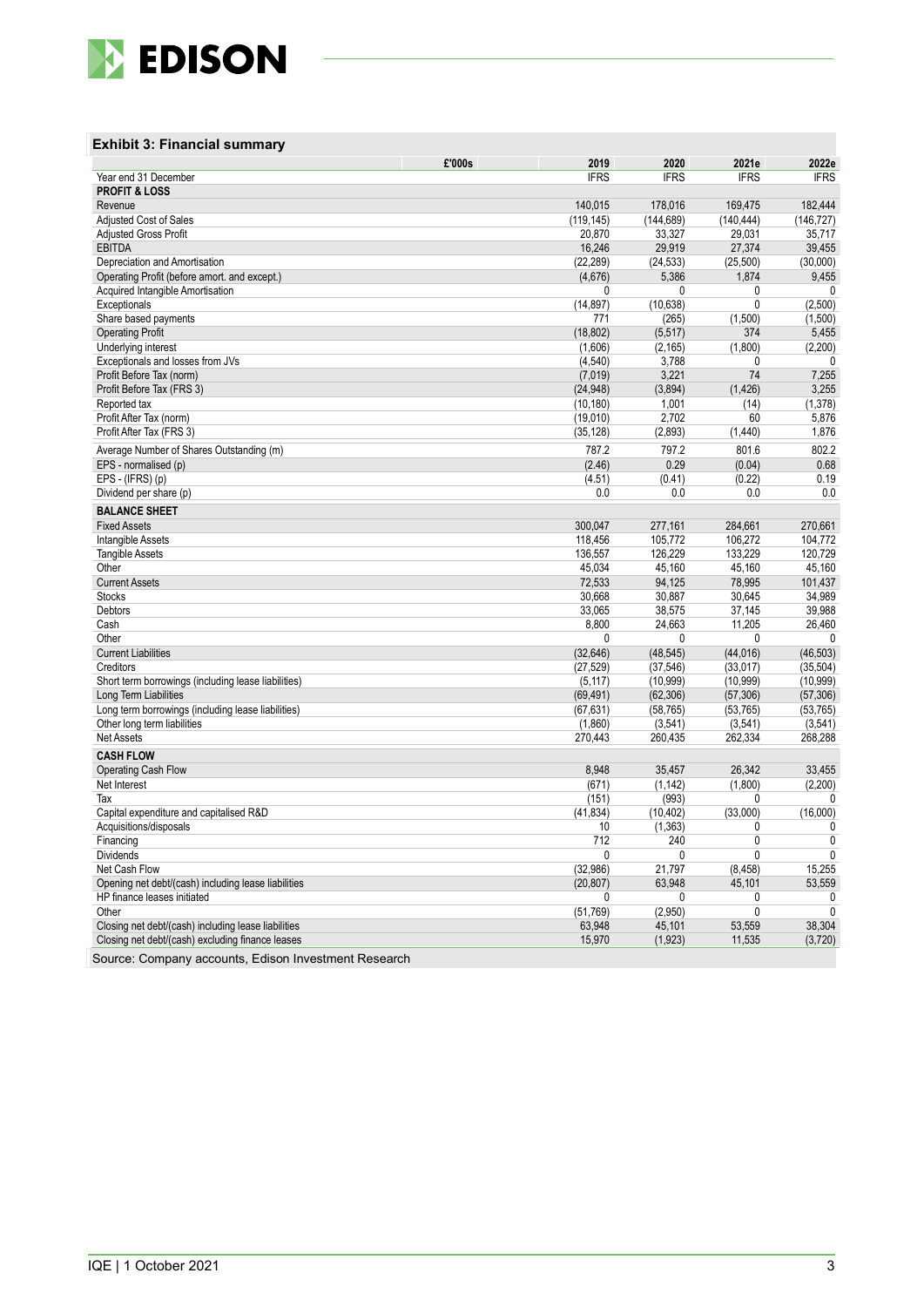### Exhibit 3: Financial summary

| £'000s | 2019 | 2020 | 2021e | 2022e |
|---|---|---|---|---|
| Year end 31 December | IFRS | IFRS | IFRS | IFRS |
| **PROFIT & LOSS** | | | | |
| Revenue | 140,015 | 178,016 | 169,475 | 182,444 |
| Adjusted Cost of Sales | (119,145) | (144,689) | (140,444) | (146,727) |
| Adjusted Gross Profit | 20,870 | 33,327 | 29,031 | 35,717 |
| EBITDA | 16,246 | 29,919 | 27,374 | 39,455 |
| Depreciation and Amortisation | (22,289) | (24,533) | (25,500) | (30,000) |
| Operating Profit (before amort. and except.) | (4,676) | 5,386 | 1,874 | 9,455 |
| Acquired Intangible Amortisation | 0 | 0 | 0 | 0 |
| Exceptionals | (14,897) | (10,638) | 0 | (2,500) |
| Share based payments | 771 | (265) | (1,500) | (1,500) |
| Operating Profit | (18,802) | (5,517) | 374 | 5,455 |
| Underlying interest | (1,606) | (2,165) | (1,800) | (2,200) |
| Exceptionals and losses from JVs | (4,540) | 3,788 | 0 | 0 |
| Profit Before Tax (norm) | (7,019) | 3,221 | 74 | 7,255 |
| Profit Before Tax (FRS 3) | (24,948) | (3,894) | (1,426) | 3,255 |
| Reported tax | (10,180) | 1,001 | (14) | (1,378) |
| Profit After Tax (norm) | (19,010) | 2,702 | 60 | 5,876 |
| Profit After Tax (FRS 3) | (35,128) | (2,893) | (1,440) | 1,876 |
| Average Number of Shares Outstanding (m) | 787.2 | 797.2 | 801.6 | 802.2 |
| EPS - normalised (p) | (2.46) | 0.29 | (0.04) | 0.68 |
| EPS - (IFRS) (p) | (4.51) | (0.41) | (0.22) | 0.19 |
| Dividend per share (p) | 0.0 | 0.0 | 0.0 | 0.0 |
| **BALANCE SHEET** | | | | |
| Fixed Assets | 300,047 | 277,161 | 284,661 | 270,661 |
| Intangible Assets | 118,456 | 105,772 | 106,272 | 104,772 |
| Tangible Assets | 136,557 | 126,229 | 133,229 | 120,729 |
| Other | 45,034 | 45,160 | 45,160 | 45,160 |
| Current Assets | 72,533 | 94,125 | 78,995 | 101,437 |
| Stocks | 30,668 | 30,887 | 30,645 | 34,989 |
| Debtors | 33,065 | 38,575 | 37,145 | 39,988 |
| Cash | 8,800 | 24,663 | 11,205 | 26,460 |
| Other | 0 | 0 | 0 | 0 |
| Current Liabilities | (32,646) | (48,545) | (44,016) | (46,503) |
| Creditors | (27,529) | (37,546) | (33,017) | (35,504) |
| Short term borrowings (including lease liabilities) | (5,117) | (10,999) | (10,999) | (10,999) |
| Long Term Liabilities | (69,491) | (62,306) | (57,306) | (57,306) |
| Long term borrowings (including lease liabilities) | (67,631) | (58,765) | (53,765) | (53,765) |
| Other long term liabilities | (1,860) | (3,541) | (3,541) | (3,541) |
| Net Assets | 270,443 | 260,435 | 262,334 | 268,288 |
| **CASH FLOW** | | | | |
| Operating Cash Flow | 8,948 | 35,457 | 26,342 | 33,455 |
| Net Interest | (671) | (1,142) | (1,800) | (2,200) |
| Tax | (151) | (993) | 0 | 0 |
| Capital expenditure and capitalised R&D | (41,834) | (10,402) | (33,000) | (16,000) |
| Acquisitions/disposals | 10 | (1,363) | 0 | 0 |
| Financing | 712 | 240 | 0 | 0 |
| Dividends | 0 | 0 | 0 | 0 |
| Net Cash Flow | (32,986) | 21,797 | (8,458) | 15,255 |
| Opening net debt/(cash) including lease liabilities | (20,807) | 63,948 | 45,101 | 53,559 |
| HP finance leases initiated | 0 | 0 | 0 | 0 |
| Other | (51,769) | (2,950) | 0 | 0 |
| Closing net debt/(cash) including lease liabilities | 63,948 | 45,101 | 53,559 | 38,304 |
| Closing net debt/(cash) excluding finance leases | 15,970 | (1,923) | 11,535 | (3,720) |

Source: Company accounts, Edison Investment Research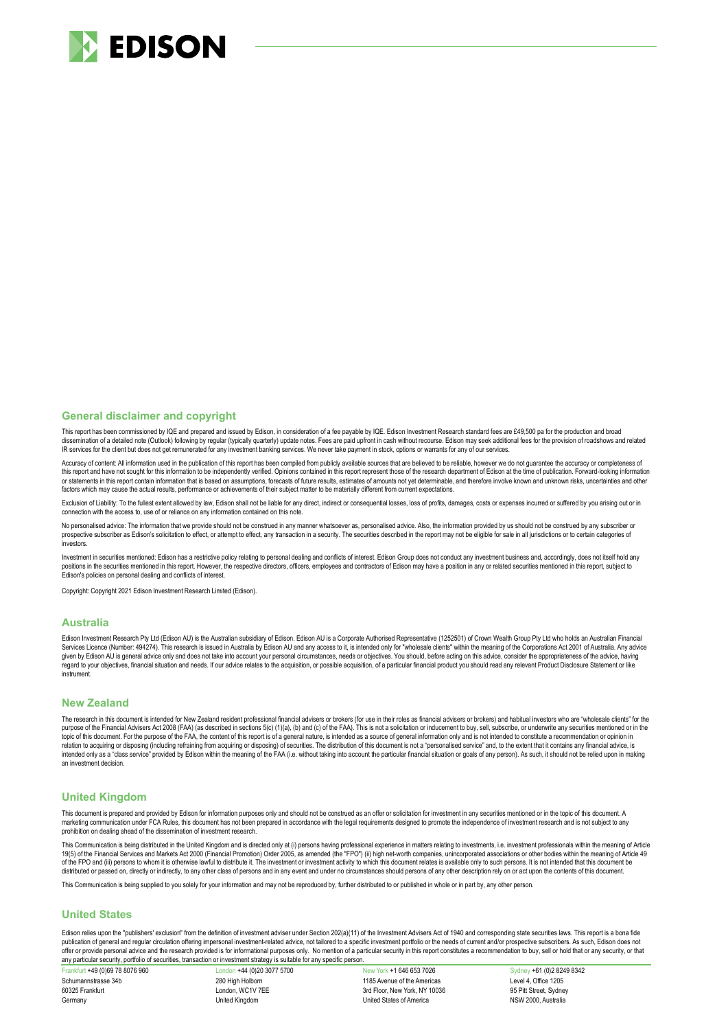## General disclaimer and copyright

This report has been commissioned by IQE and prepared and issued by Edison, in consideration of a fee payable by IQE. Edison Investment Research standard fees are £49,500 pa for the production and broad dissemination of a detailed note (Outlook) following by regular (typically quarterly) update notes. Fees are paid upfront in cash without recourse. Edison may seek additional fees for the provision of roadshows and related IR services for the client but does not get remunerated for any investment banking services. We never take payment in stock, options or warrants for any of our services.

Accuracy of content: All information used in the publication of this report has been compiled from publicly available sources that are believed to be reliable, however we do not guarantee the accuracy or completeness of this report and have not sought for this information to be independently verified. Opinions contained in this report represent those of the research department of Edison at the time of publication. Forward-looking information or statements in this report contain information that is based on assumptions, forecasts of future results, estimates of amounts not yet determinable, and therefore involve known and unknown risks, uncertainties and other factors which may cause the actual results, performance or achievements of their subject matter to be materially different from current expectations.

Exclusion of Liability: To the fullest extent allowed by law, Edison shall not be liable for any direct, indirect or consequential losses, loss of profits, damages, costs or expenses incurred or suffered by you arising out or in connection with the access to, use of or reliance on any information contained on this note.

No personalised advice: The information that we provide should not be construed in any manner whatsoever as, personalised advice. Also, the information provided by us should not be construed by any subscriber or prospective subscriber as Edison's solicitation to effect, or attempt to effect, any transaction in a security. The securities described in the report may not be eligible for sale in all jurisdictions or to certain categories of investors.

Investment in securities mentioned: Edison has a restrictive policy relating to personal dealing and conflicts of interest. Edison Group does not conduct any investment business and, accordingly, does not itself hold any positions in the securities mentioned in this report. However, the respective directors, officers, employees and contractors of Edison may have a position in any or related securities mentioned in this report, subject to Edison's policies on personal dealing and conflicts of interest.

Copyright: Copyright 2021 Edison Investment Research Limited (Edison).

## Australia

Edison Investment Research Pty Ltd (Edison AU) is the Australian subsidiary of Edison. Edison AU is a Corporate Authorised Representative (1252501) of Crown Wealth Group Pty Ltd who holds an Australian Financial Services Licence (Number: 494274). This research is issued in Australia by Edison AU and any access to it, is intended only for "wholesale clients" within the meaning of the Corporations Act 2001 of Australia. Any advice given by Edison AU is general advice only and does not take into account your personal circumstances, needs or objectives. You should, before acting on this advice, consider the appropriateness of the advice, having regard to your objectives, financial situation and needs. If our advice relates to the acquisition, or possible acquisition, of a particular financial product you should read any relevant Product Disclosure Statement or like instrument.

## New Zealand

The research in this document is intended for New Zealand resident professional financial advisers or brokers (for use in their roles as financial advisers or brokers) and habitual investors who are "wholesale clients" for the purpose of the Financial Advisers Act 2008 (FAA) (as described in sections 5(c) (1)(a), (b) and (c) of the FAA). This is not a solicitation or inducement to buy, sell, subscribe, or underwrite any securities mentioned or in the topic of this document. For the purpose of the FAA, the content of this report is of a general nature, is intended as a source of general information only and is not intended to constitute a recommendation or opinion in relation to acquiring or disposing (including refraining from acquiring or disposing) of securities. The distribution of this document is not a "personalised service" and, to the extent that it contains any financial advice, is intended only as a "class service" provided by Edison within the meaning of the FAA (i.e. without taking into account the particular financial situation or goals of any person). As such, it should not be relied upon in making an investment decision.

## United Kingdom

This document is prepared and provided by Edison for information purposes only and should not be construed as an offer or solicitation for investment in any securities mentioned or in the topic of this document. A marketing communication under FCA Rules, this document has not been prepared in accordance with the legal requirements designed to promote the independence of investment research and is not subject to any prohibition on dealing ahead of the dissemination of investment research.

This Communication is being distributed in the United Kingdom and is directed only at (i) persons having professional experience in matters relating to investments, i.e. investment professionals within the meaning of Article 19(5) of the Financial Services and Markets Act 2000 (Financial Promotion) Order 2005, as amended (the "FPO") (ii) high net-worth companies, unincorporated associations or other bodies within the meaning of Article 49 of the FPO and (iii) persons to whom it is otherwise lawful to distribute it. The investment or investment activity to which this document relates is available only to such persons. It is not intended that this document be distributed or passed on, directly or indirectly, to any other class of persons and in any event and under no circumstances should persons of any other description rely on or act upon the contents of this document.

This Communication is being supplied to you solely for your information and may not be reproduced by, further distributed to or published in whole or in part by, any other person.

## United States

Edison relies upon the "publishers' exclusion" from the definition of investment adviser under Section 202(a)(11) of the Investment Advisers Act of 1940 and corresponding state securities laws. This report is a bona fide publication of general and regular circulation offering impersonal investment-related advice, not tailored to a specific investment portfolio or the needs of current and/or prospective subscribers. As such, Edison does not offer or provide personal advice and the research provided is for informational purposes only. No mention of a particular security in this report constitutes a recommendation to buy, sell or hold that or any security, or that any particular security, portfolio of securities, transaction or investment strategy is suitable for any specific person.

Frankfurt +49 (0)69 78 8076 960
Schumannstrasse 34b
60325 Frankfurt
Germany

London +44 (0)20 3077 5700
280 High Holborn
London, WC1V 7EE
United Kingdom

New York +1 646 653 7026
1185 Avenue of the Americas
3rd Floor, New York, NY 10036
United States of America

Sydney +61 (0)2 8249 8342
Level 4, Office 1205
95 Pitt Street, Sydney
NSW 2000, Australia